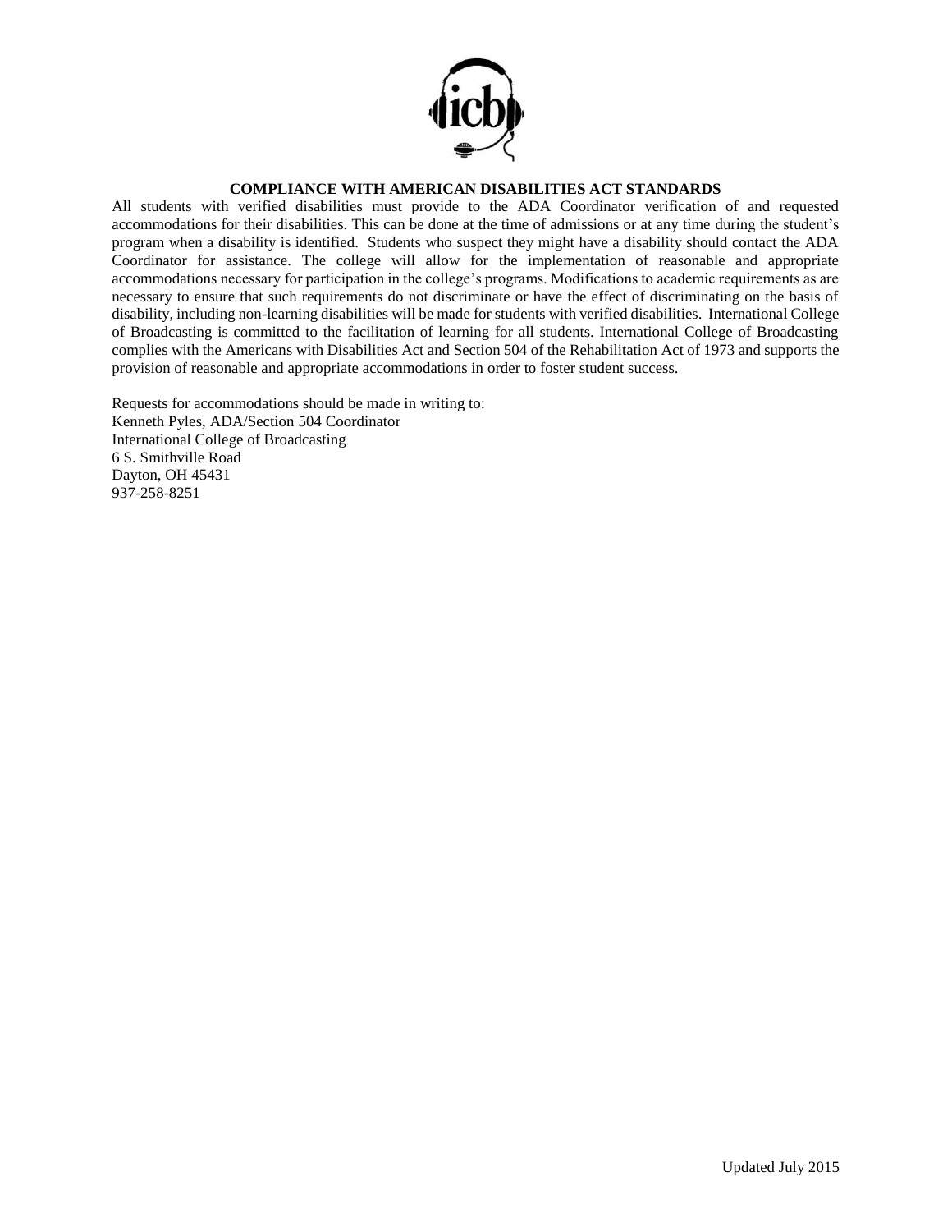## COMPLIANCE WITH AMERICAN DISABILITIES ACT STANDARDS

All students with verified disabilities must provide to the ADA Coordinator verification of and requested accommodations for their disabilities. This can be done at the time of admissions or at any time during the student's program when a disability is identified. Students who suspect they might have a disability should contact the ADA Coordinator for assistance. The college will allow for the implementation of reasonable and appropriate accommodations necessary for participation in the college's programs. Modifications to academic requirements as are necessary to ensure that such requirements do not discriminate or have the effect of discriminating on the basis of disability, including non-learning disabilities will be made for students with verified disabilities. International College of Broadcasting is committed to the facilitation of learning for all students. International College of Broadcasting complies with the Americans with Disabilities Act and Section 504 of the Rehabilitation Act of 1973 and supports the provision of reasonable and appropriate accommodations in order to foster student success.

Requests for accommodations should be made in writing to:
Kenneth Pyles, ADA/Section 504 Coordinator
International College of Broadcasting
6 S. Smithville Road
Dayton, OH 45431
937-258-8251

Updated July 2015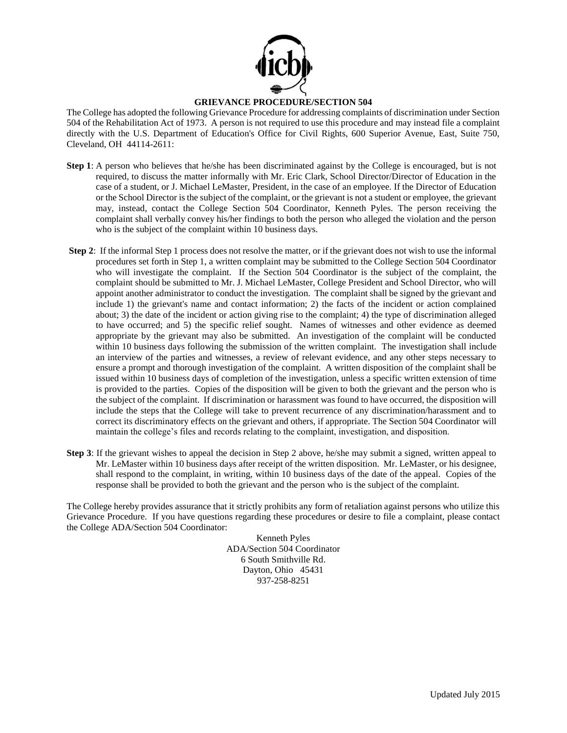## GRIEVANCE PROCEDURE/SECTION 504

The College has adopted the following Grievance Procedure for addressing complaints of discrimination under Section 504 of the Rehabilitation Act of 1973. A person is not required to use this procedure and may instead file a complaint directly with the U.S. Department of Education's Office for Civil Rights, 600 Superior Avenue, East, Suite 750, Cleveland, OH 44114-2611:

**Step 1**: A person who believes that he/she has been discriminated against by the College is encouraged, but is not required, to discuss the matter informally with Mr. Eric Clark, School Director/Director of Education in the case of a student, or J. Michael LeMaster, President, in the case of an employee. If the Director of Education or the School Director is the subject of the complaint, or the grievant is not a student or employee, the grievant may, instead, contact the College Section 504 Coordinator, Kenneth Pyles. The person receiving the complaint shall verbally convey his/her findings to both the person who alleged the violation and the person who is the subject of the complaint within 10 business days.

**Step 2**: If the informal Step 1 process does not resolve the matter, or if the grievant does not wish to use the informal procedures set forth in Step 1, a written complaint may be submitted to the College Section 504 Coordinator who will investigate the complaint. If the Section 504 Coordinator is the subject of the complaint, the complaint should be submitted to Mr. J. Michael LeMaster, College President and School Director, who will appoint another administrator to conduct the investigation. The complaint shall be signed by the grievant and include 1) the grievant's name and contact information; 2) the facts of the incident or action complained about; 3) the date of the incident or action giving rise to the complaint; 4) the type of discrimination alleged to have occurred; and 5) the specific relief sought. Names of witnesses and other evidence as deemed appropriate by the grievant may also be submitted. An investigation of the complaint will be conducted within 10 business days following the submission of the written complaint. The investigation shall include an interview of the parties and witnesses, a review of relevant evidence, and any other steps necessary to ensure a prompt and thorough investigation of the complaint. A written disposition of the complaint shall be issued within 10 business days of completion of the investigation, unless a specific written extension of time is provided to the parties. Copies of the disposition will be given to both the grievant and the person who is the subject of the complaint. If discrimination or harassment was found to have occurred, the disposition will include the steps that the College will take to prevent recurrence of any discrimination/harassment and to correct its discriminatory effects on the grievant and others, if appropriate. The Section 504 Coordinator will maintain the college's files and records relating to the complaint, investigation, and disposition.

**Step 3**: If the grievant wishes to appeal the decision in Step 2 above, he/she may submit a signed, written appeal to Mr. LeMaster within 10 business days after receipt of the written disposition. Mr. LeMaster, or his designee, shall respond to the complaint, in writing, within 10 business days of the date of the appeal. Copies of the response shall be provided to both the grievant and the person who is the subject of the complaint.

The College hereby provides assurance that it strictly prohibits any form of retaliation against persons who utilize this Grievance Procedure. If you have questions regarding these procedures or desire to file a complaint, please contact the College ADA/Section 504 Coordinator:

Kenneth Pyles
ADA/Section 504 Coordinator
6 South Smithville Rd.
Dayton, Ohio 45431
937-258-8251

Updated July 2015